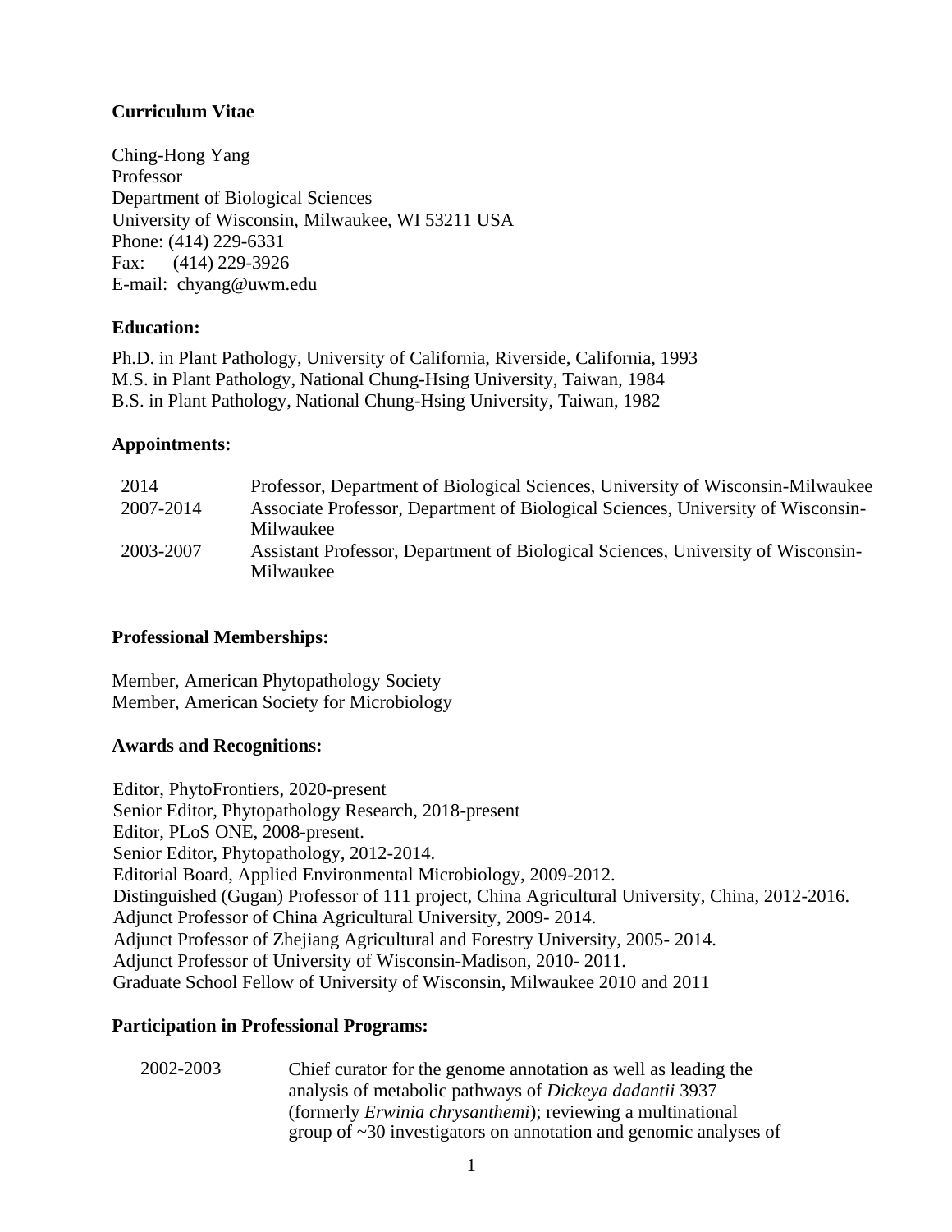# Curriculum Vitae

Ching-Hong Yang
Professor
Department of Biological Sciences
University of Wisconsin, Milwaukee, WI 53211 USA
Phone: (414) 229-6331
Fax: (414) 229-3926
E-mail: chyang@uwm.edu

## Education:

Ph.D. in Plant Pathology, University of California, Riverside, California, 1993
M.S. in Plant Pathology, National Chung-Hsing University, Taiwan, 1984
B.S. in Plant Pathology, National Chung-Hsing University, Taiwan, 1982

## Appointments:

| | |
|---|---|
| 2014 | Professor, Department of Biological Sciences, University of Wisconsin-Milwaukee |
| 2007-2014 | Associate Professor, Department of Biological Sciences, University of Wisconsin-Milwaukee |
| 2003-2007 | Assistant Professor, Department of Biological Sciences, University of Wisconsin-Milwaukee |

## Professional Memberships:

Member, American Phytopathology Society
Member, American Society for Microbiology

## Awards and Recognitions:

Editor, PhytoFrontiers, 2020-present
Senior Editor, Phytopathology Research, 2018-present
Editor, PLoS ONE, 2008-present.
Senior Editor, Phytopathology, 2012-2014.
Editorial Board, Applied Environmental Microbiology, 2009-2012.
Distinguished (Gugan) Professor of 111 project, China Agricultural University, China, 2012-2016.
Adjunct Professor of China Agricultural University, 2009- 2014.
Adjunct Professor of Zhejiang Agricultural and Forestry University, 2005- 2014.
Adjunct Professor of University of Wisconsin-Madison, 2010- 2011.
Graduate School Fellow of University of Wisconsin, Milwaukee 2010 and 2011

## Participation in Professional Programs:

| | |
|---|---|
| 2002-2003 | Chief curator for the genome annotation as well as leading the analysis of metabolic pathways of *Dickeya dadantii* 3937 (formerly *Erwinia chrysanthemi*); reviewing a multinational group of ~30 investigators on annotation and genomic analyses of |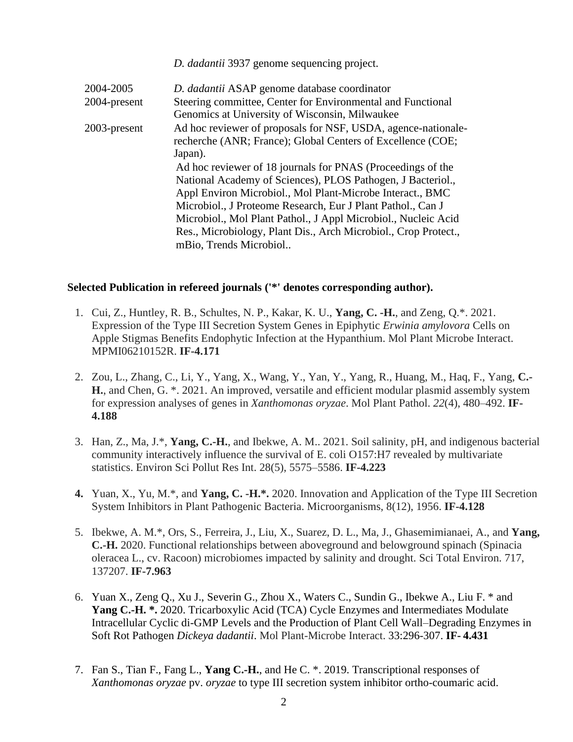*D. dadantii* 3937 genome sequencing project.

| | |
|---|---|
| 2004-2005 | *D. dadantii* ASAP genome database coordinator |
| 2004-present | Steering committee, Center for Environmental and Functional Genomics at University of Wisconsin, Milwaukee |
| 2003-present | Ad hoc reviewer of proposals for NSF, USDA, agence-nationale-recherche (ANR; France); Global Centers of Excellence (COE; Japan). Ad hoc reviewer of 18 journals for PNAS (Proceedings of the National Academy of Sciences), PLOS Pathogen, J Bacteriol., Appl Environ Microbiol., Mol Plant-Microbe Interact., BMC Microbiol., J Proteome Research, Eur J Plant Pathol., Can J Microbiol., Mol Plant Pathol., J Appl Microbiol., Nucleic Acid Res., Microbiology, Plant Dis., Arch Microbiol., Crop Protect., mBio, Trends Microbiol.. |

**Selected Publication in refereed journals ('*' denotes corresponding author).**

1. Cui, Z., Huntley, R. B., Schultes, N. P., Kakar, K. U., **Yang, C. -H.**, and Zeng, Q.*. 2021. Expression of the Type III Secretion System Genes in Epiphytic *Erwinia amylovora* Cells on Apple Stigmas Benefits Endophytic Infection at the Hypanthium. Mol Plant Microbe Interact. MPMI06210152R. **IF-4.171**

2. Zou, L., Zhang, C., Li, Y., Yang, X., Wang, Y., Yan, Y., Yang, R., Huang, M., Haq, F., Yang, **C.-H.**, and Chen, G. *. 2021. An improved, versatile and efficient modular plasmid assembly system for expression analyses of genes in *Xanthomonas oryzae*. Mol Plant Pathol. *22*(4), 480–492. **IF-4.188**

3. Han, Z., Ma, J.*, **Yang, C.-H.**, and Ibekwe, A. M.. 2021. Soil salinity, pH, and indigenous bacterial community interactively influence the survival of E. coli O157:H7 revealed by multivariate statistics. Environ Sci Pollut Res Int. 28(5), 5575–5586. **IF-4.223**

4. Yuan, X., Yu, M.*, and **Yang, C. -H.*.** 2020. Innovation and Application of the Type III Secretion System Inhibitors in Plant Pathogenic Bacteria. Microorganisms, 8(12), 1956. **IF-4.128**

5. Ibekwe, A. M.*, Ors, S., Ferreira, J., Liu, X., Suarez, D. L., Ma, J., Ghasemimianaei, A., and **Yang, C.-H.** 2020. Functional relationships between aboveground and belowground spinach (Spinacia oleracea L., cv. Racoon) microbiomes impacted by salinity and drought. Sci Total Environ. 717, 137207. **IF-7.963**

6. Yuan X., Zeng Q., Xu J., Severin G., Zhou X., Waters C., Sundin G., Ibekwe A., Liu F. * and **Yang C.-H. *.** 2020. Tricarboxylic Acid (TCA) Cycle Enzymes and Intermediates Modulate Intracellular Cyclic di-GMP Levels and the Production of Plant Cell Wall–Degrading Enzymes in Soft Rot Pathogen *Dickeya dadantii*. Mol Plant-Microbe Interact. 33:296-307. **IF- 4.431**

7. Fan S., Tian F., Fang L., **Yang C.-H.**, and He C. *. 2019. Transcriptional responses of *Xanthomonas oryzae* pv. *oryzae* to type III secretion system inhibitor ortho-coumaric acid.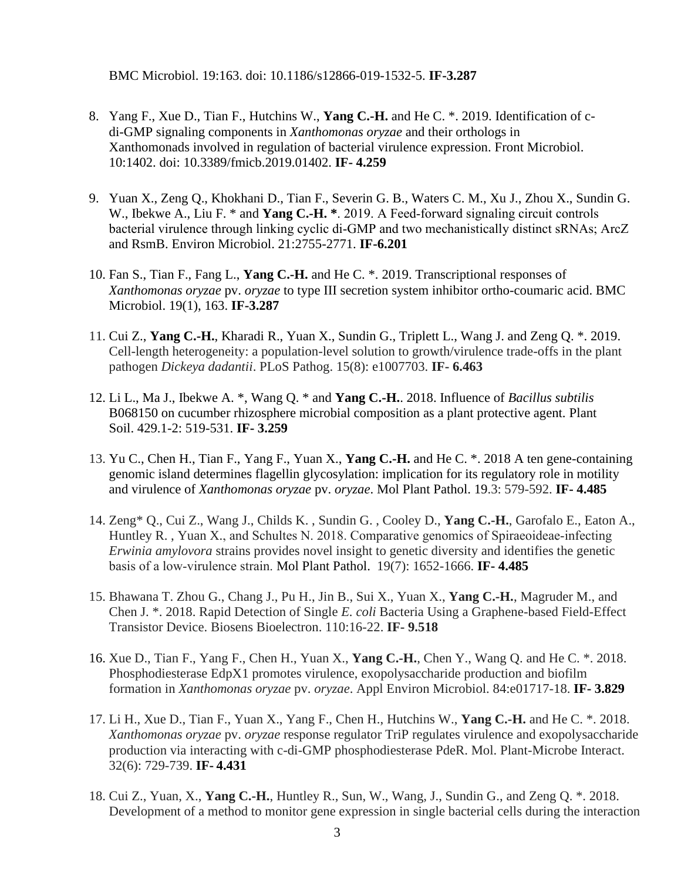BMC Microbiol. 19:163. doi: 10.1186/s12866-019-1532-5. **IF-3.287**

8. Yang F., Xue D., Tian F., Hutchins W., **Yang C.-H.** and He C. *. 2019. Identification of c-di-GMP signaling components in *Xanthomonas oryzae* and their orthologs in Xanthomonads involved in regulation of bacterial virulence expression. Front Microbiol. 10:1402. doi: 10.3389/fmicb.2019.01402. **IF- 4.259**

9. Yuan X., Zeng Q., Khokhani D., Tian F., Severin G. B., Waters C. M., Xu J., Zhou X., Sundin G. W., Ibekwe A., Liu F. * and **Yang C.-H. ***. 2019. A Feed-forward signaling circuit controls bacterial virulence through linking cyclic di-GMP and two mechanistically distinct sRNAs; ArcZ and RsmB. Environ Microbiol. 21:2755-2771. **IF-6.201**

10. Fan S., Tian F., Fang L., **Yang C.-H.** and He C. *. 2019. Transcriptional responses of *Xanthomonas oryzae* pv. *oryzae* to type III secretion system inhibitor ortho-coumaric acid. BMC Microbiol. 19(1), 163. **IF-3.287**

11. Cui Z., **Yang C.-H.**, Kharadi R., Yuan X., Sundin G., Triplett L., Wang J. and Zeng Q. *. 2019. Cell-length heterogeneity: a population-level solution to growth/virulence trade-offs in the plant pathogen *Dickeya dadantii*. PLoS Pathog. 15(8): e1007703. **IF- 6.463**

12. Li L., Ma J., Ibekwe A. *, Wang Q. * and **Yang C.-H.**. 2018. Influence of *Bacillus subtilis* B068150 on cucumber rhizosphere microbial composition as a plant protective agent. Plant Soil. 429.1-2: 519-531. **IF- 3.259**

13. Yu C., Chen H., Tian F., Yang F., Yuan X., **Yang C.-H.** and He C. *. 2018 A ten gene-containing genomic island determines flagellin glycosylation: implication for its regulatory role in motility and virulence of *Xanthomonas oryzae* pv. *oryzae*. Mol Plant Pathol. 19.3: 579-592. **IF- 4.485**

14. Zeng* Q., Cui Z., Wang J., Childs K. , Sundin G. , Cooley D., **Yang C.-H.**, Garofalo E., Eaton A., Huntley R. , Yuan X., and Schultes N. 2018. Comparative genomics of Spiraeoideae-infecting *Erwinia amylovora* strains provides novel insight to genetic diversity and identifies the genetic basis of a low-virulence strain. Mol Plant Pathol. 19(7): 1652-1666. **IF- 4.485**

15. Bhawana T. Zhou G., Chang J., Pu H., Jin B., Sui X., Yuan X., **Yang C.-H.**, Magruder M., and Chen J. *. 2018. Rapid Detection of Single *E. coli* Bacteria Using a Graphene-based Field-Effect Transistor Device. Biosens Bioelectron. 110:16-22. **IF- 9.518**

16. Xue D., Tian F., Yang F., Chen H., Yuan X., **Yang C.-H.**, Chen Y., Wang Q. and He C. *. 2018. Phosphodiesterase EdpX1 promotes virulence, exopolysaccharide production and biofilm formation in *Xanthomonas oryzae* pv. *oryzae*. Appl Environ Microbiol. 84:e01717-18. **IF- 3.829**

17. Li H., Xue D., Tian F., Yuan X., Yang F., Chen H., Hutchins W., **Yang C.-H.** and He C. *. 2018. *Xanthomonas oryzae* pv. *oryzae* response regulator TriP regulates virulence and exopolysaccharide production via interacting with c-di-GMP phosphodiesterase PdeR. Mol. Plant-Microbe Interact. 32(6): 729-739. **IF- 4.431**

18. Cui Z., Yuan, X., **Yang C.-H.**, Huntley R., Sun, W., Wang, J., Sundin G., and Zeng Q. *. 2018. Development of a method to monitor gene expression in single bacterial cells during the interaction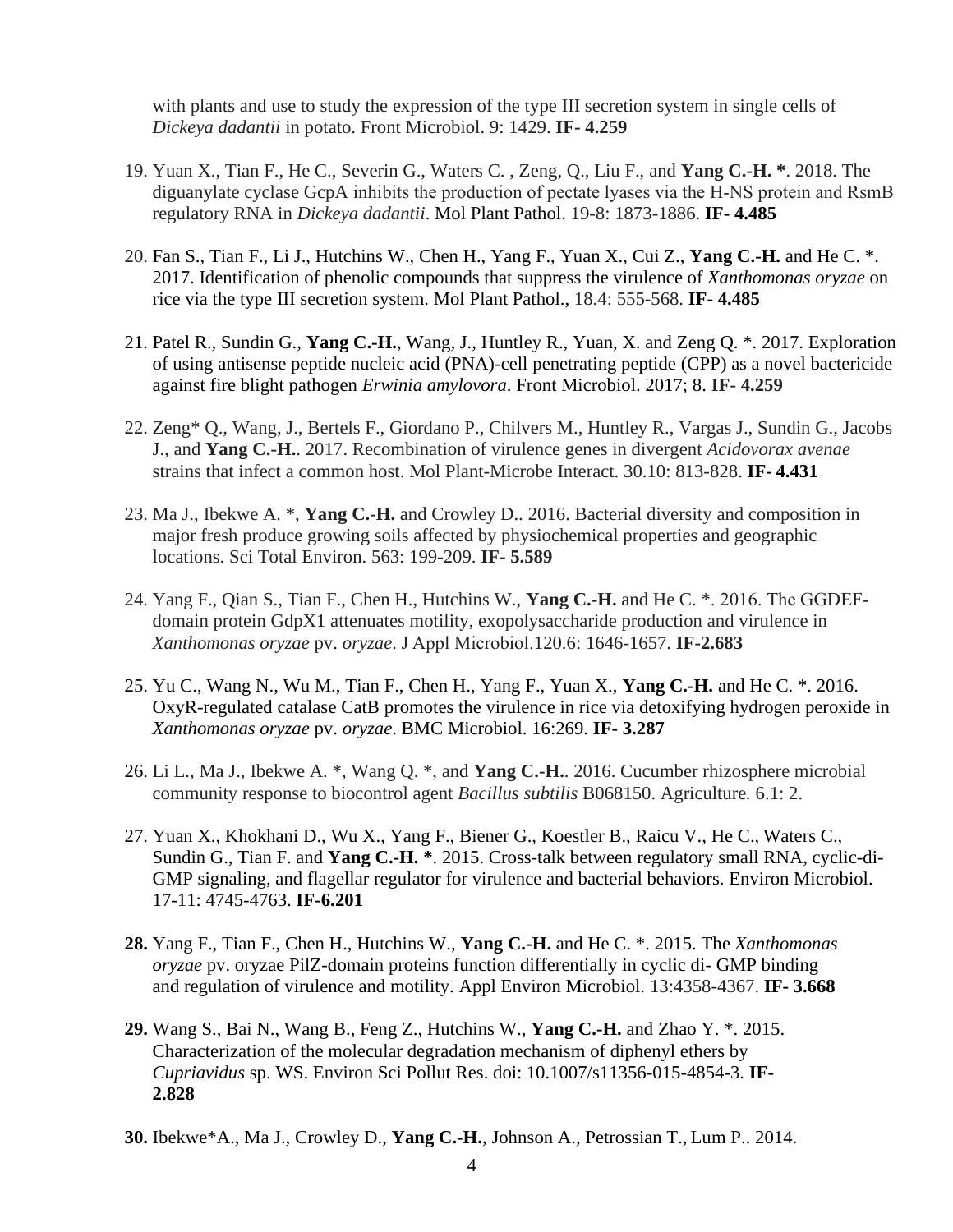with plants and use to study the expression of the type III secretion system in single cells of *Dickeya dadantii* in potato. Front Microbiol. 9: 1429. **IF- 4.259**

19. Yuan X., Tian F., He C., Severin G., Waters C. , Zeng, Q., Liu F., and **Yang C.-H. \***. 2018. The diguanylate cyclase GcpA inhibits the production of pectate lyases via the H-NS protein and RsmB regulatory RNA in *Dickeya dadantii*. Mol Plant Pathol. 19-8: 1873-1886. **IF- 4.485**

20. Fan S., Tian F., Li J., Hutchins W., Chen H., Yang F., Yuan X., Cui Z., **Yang C.-H.** and He C. *. 2017. Identification of phenolic compounds that suppress the virulence of *Xanthomonas oryzae* on rice via the type III secretion system. Mol Plant Pathol., 18.4: 555-568. **IF- 4.485**

21. Patel R., Sundin G., **Yang C.-H.**, Wang, J., Huntley R., Yuan, X. and Zeng Q. *. 2017. Exploration of using antisense peptide nucleic acid (PNA)-cell penetrating peptide (CPP) as a novel bactericide against fire blight pathogen *Erwinia amylovora*. Front Microbiol. 2017; 8. **IF- 4.259**

22. Zeng* Q., Wang, J., Bertels F., Giordano P., Chilvers M., Huntley R., Vargas J., Sundin G., Jacobs J., and **Yang C.-H.**. 2017. Recombination of virulence genes in divergent *Acidovorax avenae* strains that infect a common host. Mol Plant-Microbe Interact. 30.10: 813-828. **IF- 4.431**

23. Ma J., Ibekwe A. *, **Yang C.-H.** and Crowley D.. 2016. Bacterial diversity and composition in major fresh produce growing soils affected by physiochemical properties and geographic locations. Sci Total Environ. 563: 199-209. **IF- 5.589**

24. Yang F., Qian S., Tian F., Chen H., Hutchins W., **Yang C.-H.** and He C. *. 2016. The GGDEF-domain protein GdpX1 attenuates motility, exopolysaccharide production and virulence in *Xanthomonas oryzae* pv. *oryzae*. J Appl Microbiol.120.6: 1646-1657. **IF-2.683**

25. Yu C., Wang N., Wu M., Tian F., Chen H., Yang F., Yuan X., **Yang C.-H.** and He C. *. 2016. OxyR-regulated catalase CatB promotes the virulence in rice via detoxifying hydrogen peroxide in *Xanthomonas oryzae* pv. *oryzae*. BMC Microbiol. 16:269. **IF- 3.287**

26. Li L., Ma J., Ibekwe A. *, Wang Q. *, and **Yang C.-H.**. 2016. Cucumber rhizosphere microbial community response to biocontrol agent *Bacillus subtilis* B068150. Agriculture. 6.1: 2.

27. Yuan X., Khokhani D., Wu X., Yang F., Biener G., Koestler B., Raicu V., He C., Waters C., Sundin G., Tian F. and **Yang C.-H. \***. 2015. Cross-talk between regulatory small RNA, cyclic-di-GMP signaling, and flagellar regulator for virulence and bacterial behaviors. Environ Microbiol. 17-11: 4745-4763. **IF-6.201**

28. Yang F., Tian F., Chen H., Hutchins W., **Yang C.-H.** and He C. *. 2015. The *Xanthomonas oryzae* pv. oryzae PilZ-domain proteins function differentially in cyclic di- GMP binding and regulation of virulence and motility. Appl Environ Microbiol. 13:4358-4367. **IF- 3.668**

29. Wang S., Bai N., Wang B., Feng Z., Hutchins W., **Yang C.-H.** and Zhao Y. *. 2015. Characterization of the molecular degradation mechanism of diphenyl ethers by *Cupriavidus* sp. WS. Environ Sci Pollut Res. doi: 10.1007/s11356-015-4854-3. **IF- 2.828**

30. Ibekwe*A., Ma J., Crowley D., **Yang C.-H.**, Johnson A., Petrossian T., Lum P.. 2014.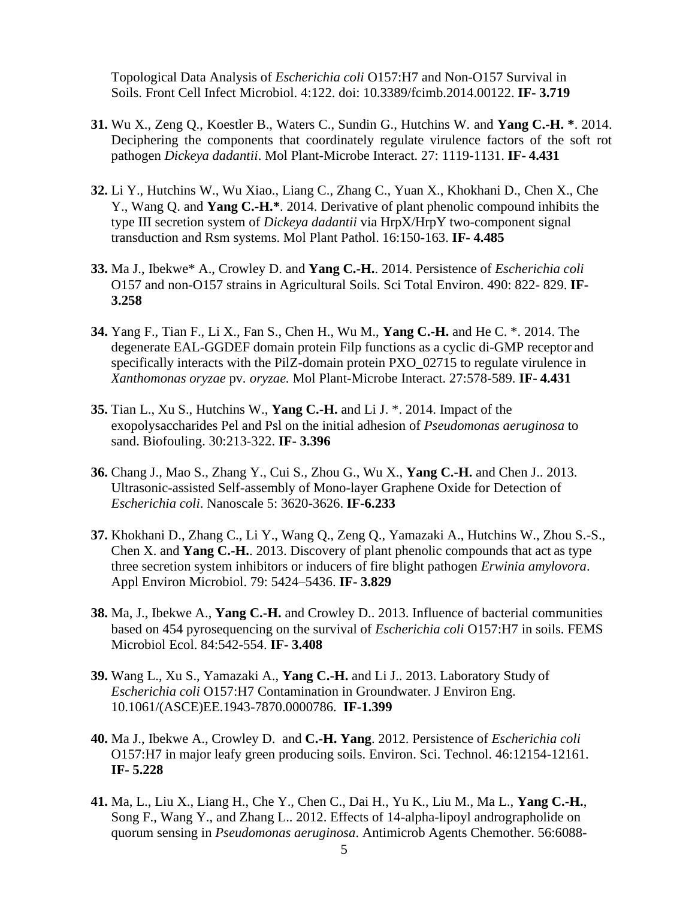Topological Data Analysis of *Escherichia coli* O157:H7 and Non-O157 Survival in Soils. Front Cell Infect Microbiol. 4:122. doi: 10.3389/fcimb.2014.00122. **IF- 3.719**

**31.** Wu X., Zeng Q., Koestler B., Waters C., Sundin G., Hutchins W. and **Yang C.-H. \***. 2014. Deciphering the components that coordinately regulate virulence factors of the soft rot pathogen *Dickeya dadantii*. Mol Plant-Microbe Interact. 27: 1119-1131. **IF- 4.431**

**32.** Li Y., Hutchins W., Wu Xiao., Liang C., Zhang C., Yuan X., Khokhani D., Chen X., Che Y., Wang Q. and **Yang C.-H.\***. 2014. Derivative of plant phenolic compound inhibits the type III secretion system of *Dickeya dadantii* via HrpX/HrpY two-component signal transduction and Rsm systems. Mol Plant Pathol. 16:150-163. **IF- 4.485**

**33.** Ma J., Ibekwe\* A., Crowley D. and **Yang C.-H.**. 2014. Persistence of *Escherichia coli* O157 and non-O157 strains in Agricultural Soils. Sci Total Environ. 490: 822- 829. **IF- 3.258**

**34.** Yang F., Tian F., Li X., Fan S., Chen H., Wu M., **Yang C.-H.** and He C. \*. 2014. The degenerate EAL-GGDEF domain protein Filp functions as a cyclic di-GMP receptor and specifically interacts with the PilZ-domain protein PXO_02715 to regulate virulence in *Xanthomonas oryzae* pv. *oryzae.* Mol Plant-Microbe Interact. 27:578-589. **IF- 4.431**

**35.** Tian L., Xu S., Hutchins W., **Yang C.-H.** and Li J. \*. 2014. Impact of the exopolysaccharides Pel and Psl on the initial adhesion of *Pseudomonas aeruginosa* to sand. Biofouling. 30:213-322. **IF- 3.396**

**36.** Chang J., Mao S., Zhang Y., Cui S., Zhou G., Wu X., **Yang C.-H.** and Chen J.. 2013. Ultrasonic-assisted Self-assembly of Mono-layer Graphene Oxide for Detection of *Escherichia coli*. Nanoscale 5: 3620-3626. **IF-6.233**

**37.** Khokhani D., Zhang C., Li Y., Wang Q., Zeng Q., Yamazaki A., Hutchins W., Zhou S.-S., Chen X. and **Yang C.-H.**. 2013. Discovery of plant phenolic compounds that act as type three secretion system inhibitors or inducers of fire blight pathogen *Erwinia amylovora*. Appl Environ Microbiol. 79: 5424–5436. **IF- 3.829**

**38.** Ma, J., Ibekwe A., **Yang C.-H.** and Crowley D.. 2013. Influence of bacterial communities based on 454 pyrosequencing on the survival of *Escherichia coli* O157:H7 in soils. FEMS Microbiol Ecol. 84:542-554. **IF- 3.408**

**39.** Wang L., Xu S., Yamazaki A., **Yang C.-H.** and Li J.. 2013. Laboratory Study of *Escherichia coli* O157:H7 Contamination in Groundwater. J Environ Eng. 10.1061/(ASCE)EE.1943-7870.0000786. **IF-1.399**

**40.** Ma J., Ibekwe A., Crowley D. and **C.-H. Yang**. 2012. Persistence of *Escherichia coli* O157:H7 in major leafy green producing soils. Environ. Sci. Technol. 46:12154-12161. **IF- 5.228**

**41.** Ma, L., Liu X., Liang H., Che Y., Chen C., Dai H., Yu K., Liu M., Ma L., **Yang C.-H.**, Song F., Wang Y., and Zhang L.. 2012. Effects of 14-alpha-lipoyl andrographolide on quorum sensing in *Pseudomonas aeruginosa*. Antimicrob Agents Chemother. 56:6088-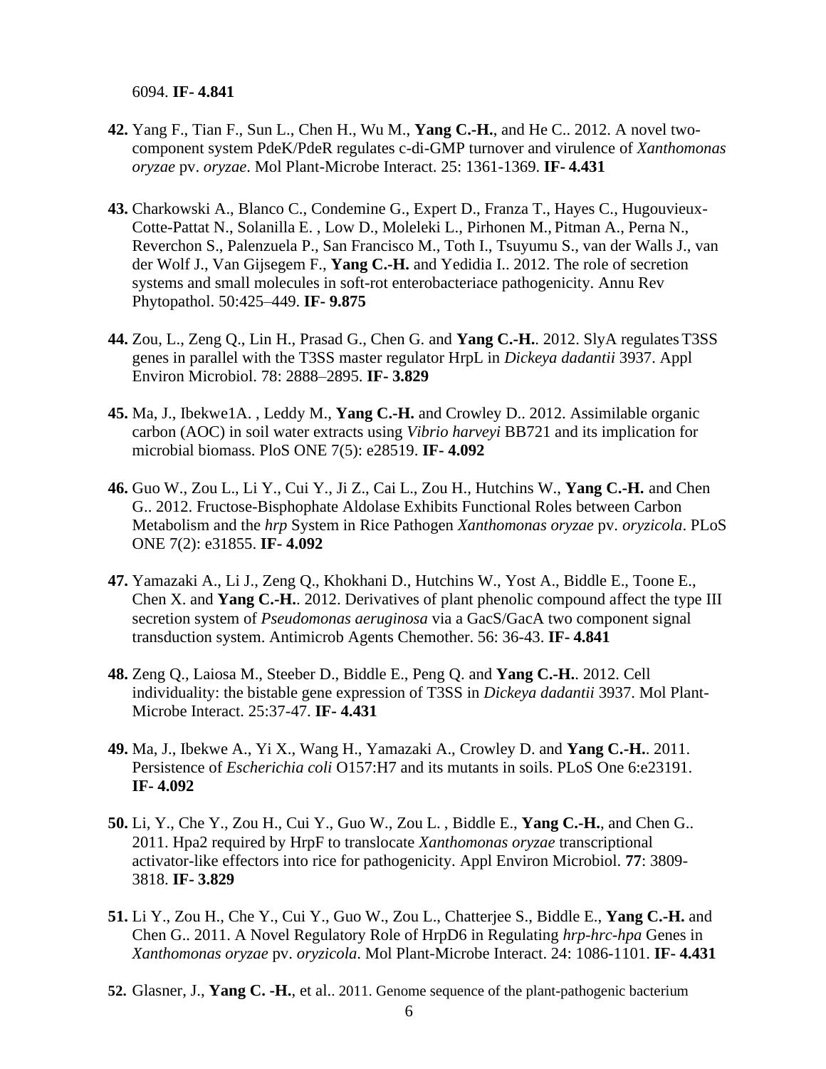6094. **IF- 4.841**

**42.** Yang F., Tian F., Sun L., Chen H., Wu M., **Yang C.-H.**, and He C.. 2012. A novel two-component system PdeK/PdeR regulates c-di-GMP turnover and virulence of *Xanthomonas oryzae* pv. *oryzae*. Mol Plant-Microbe Interact. 25: 1361-1369. **IF- 4.431**

**43.** Charkowski A., Blanco C., Condemine G., Expert D., Franza T., Hayes C., Hugouvieux-Cotte-Pattat N., Solanilla E. , Low D., Moleleki L., Pirhonen M., Pitman A., Perna N., Reverchon S., Palenzuela P., San Francisco M., Toth I., Tsuyumu S., van der Walls J., van der Wolf J., Van Gijsegem F., **Yang C.-H.** and Yedidia I.. 2012. The role of secretion systems and small molecules in soft-rot enterobacteriace pathogenicity. Annu Rev Phytopathol. 50:425–449. **IF- 9.875**

**44.** Zou, L., Zeng Q., Lin H., Prasad G., Chen G. and **Yang C.-H.**. 2012. SlyA regulates T3SS genes in parallel with the T3SS master regulator HrpL in *Dickeya dadantii* 3937. Appl Environ Microbiol. 78: 2888–2895. **IF- 3.829**

**45.** Ma, J., Ibekwe1A. , Leddy M., **Yang C.-H.** and Crowley D.. 2012. Assimilable organic carbon (AOC) in soil water extracts using *Vibrio harveyi* BB721 and its implication for microbial biomass. PloS ONE 7(5): e28519. **IF- 4.092**

**46.** Guo W., Zou L., Li Y., Cui Y., Ji Z., Cai L., Zou H., Hutchins W., **Yang C.-H.** and Chen G.. 2012. Fructose-Bisphophate Aldolase Exhibits Functional Roles between Carbon Metabolism and the *hrp* System in Rice Pathogen *Xanthomonas oryzae* pv. *oryzicola*. PLoS ONE 7(2): e31855. **IF- 4.092**

**47.** Yamazaki A., Li J., Zeng Q., Khokhani D., Hutchins W., Yost A., Biddle E., Toone E., Chen X. and **Yang C.-H.**. 2012. Derivatives of plant phenolic compound affect the type III secretion system of *Pseudomonas aeruginosa* via a GacS/GacA two component signal transduction system. Antimicrob Agents Chemother. 56: 36-43. **IF- 4.841**

**48.** Zeng Q., Laiosa M., Steeber D., Biddle E., Peng Q. and **Yang C.-H.**. 2012. Cell individuality: the bistable gene expression of T3SS in *Dickeya dadantii* 3937. Mol Plant-Microbe Interact. 25:37-47. **IF- 4.431**

**49.** Ma, J., Ibekwe A., Yi X., Wang H., Yamazaki A., Crowley D. and **Yang C.-H.**. 2011. Persistence of *Escherichia coli* O157:H7 and its mutants in soils. PLoS One 6:e23191. **IF- 4.092**

**50.** Li, Y., Che Y., Zou H., Cui Y., Guo W., Zou L. , Biddle E., **Yang C.-H.**, and Chen G.. 2011. Hpa2 required by HrpF to translocate *Xanthomonas oryzae* transcriptional activator-like effectors into rice for pathogenicity. Appl Environ Microbiol. **77**: 3809-3818. **IF- 3.829**

**51.** Li Y., Zou H., Che Y., Cui Y., Guo W., Zou L., Chatterjee S., Biddle E., **Yang C.-H.** and Chen G.. 2011. A Novel Regulatory Role of HrpD6 in Regulating *hrp-hrc-hpa* Genes in *Xanthomonas oryzae* pv. *oryzicola*. Mol Plant-Microbe Interact. 24: 1086-1101. **IF- 4.431**

**52.** Glasner, J., **Yang C. -H.**, et al.. 2011. Genome sequence of the plant-pathogenic bacterium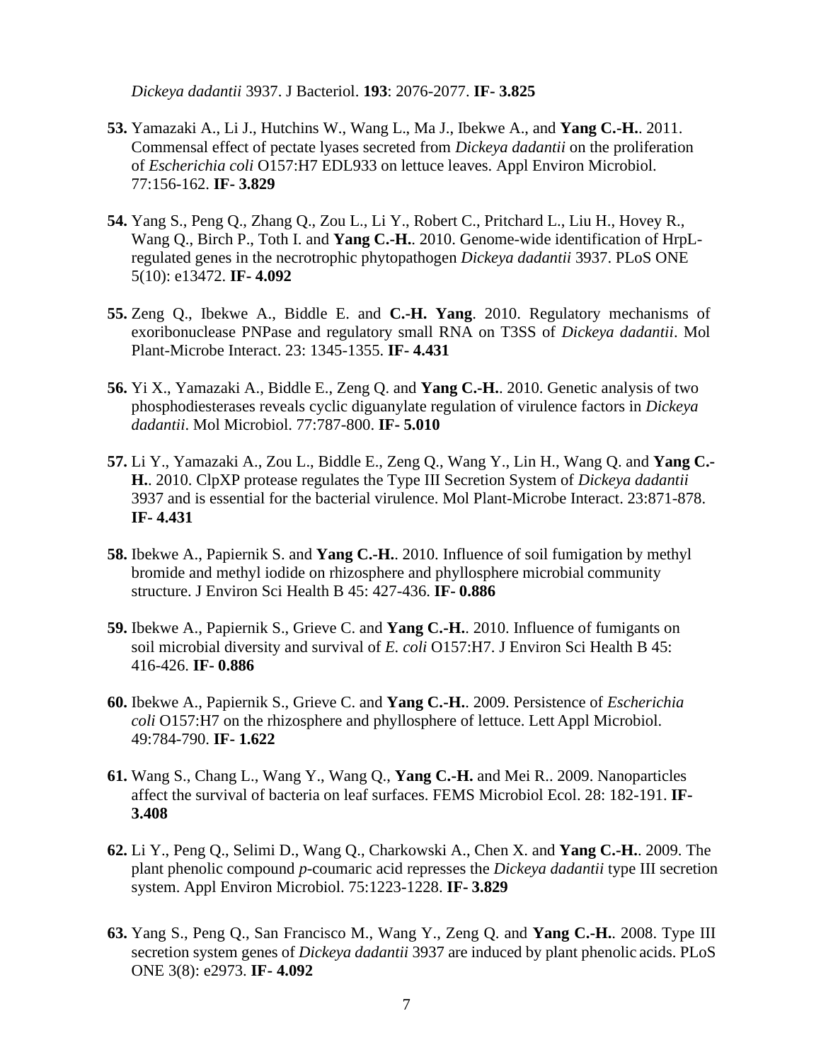*Dickeya dadantii* 3937. J Bacteriol. **193**: 2076-2077. **IF- 3.825**

**53.** Yamazaki A., Li J., Hutchins W., Wang L., Ma J., Ibekwe A., and **Yang C.-H.**. 2011. Commensal effect of pectate lyases secreted from *Dickeya dadantii* on the proliferation of *Escherichia coli* O157:H7 EDL933 on lettuce leaves. Appl Environ Microbiol. 77:156-162. **IF- 3.829**

**54.** Yang S., Peng Q., Zhang Q., Zou L., Li Y., Robert C., Pritchard L., Liu H., Hovey R., Wang Q., Birch P., Toth I. and **Yang C.-H.**. 2010. Genome-wide identification of HrpL-regulated genes in the necrotrophic phytopathogen *Dickeya dadantii* 3937. PLoS ONE 5(10): e13472. **IF- 4.092**

**55.** Zeng Q., Ibekwe A., Biddle E. and **C.-H. Yang**. 2010. Regulatory mechanisms of exoribonuclease PNPase and regulatory small RNA on T3SS of *Dickeya dadantii*. Mol Plant-Microbe Interact. 23: 1345-1355. **IF- 4.431**

**56.** Yi X., Yamazaki A., Biddle E., Zeng Q. and **Yang C.-H.**. 2010. Genetic analysis of two phosphodiesterases reveals cyclic diguanylate regulation of virulence factors in *Dickeya dadantii*. Mol Microbiol. 77:787-800. **IF- 5.010**

**57.** Li Y., Yamazaki A., Zou L., Biddle E., Zeng Q., Wang Y., Lin H., Wang Q. and **Yang C.-H.**. 2010. ClpXP protease regulates the Type III Secretion System of *Dickeya dadantii* 3937 and is essential for the bacterial virulence. Mol Plant-Microbe Interact. 23:871-878. **IF- 4.431**

**58.** Ibekwe A., Papiernik S. and **Yang C.-H.**. 2010. Influence of soil fumigation by methyl bromide and methyl iodide on rhizosphere and phyllosphere microbial community structure. J Environ Sci Health B 45: 427-436. **IF- 0.886**

**59.** Ibekwe A., Papiernik S., Grieve C. and **Yang C.-H.**. 2010. Influence of fumigants on soil microbial diversity and survival of *E. coli* O157:H7. J Environ Sci Health B 45: 416-426. **IF- 0.886**

**60.** Ibekwe A., Papiernik S., Grieve C. and **Yang C.-H.**. 2009. Persistence of *Escherichia coli* O157:H7 on the rhizosphere and phyllosphere of lettuce. Lett Appl Microbiol. 49:784-790. **IF- 1.622**

**61.** Wang S., Chang L., Wang Y., Wang Q., **Yang C.-H.** and Mei R.. 2009. Nanoparticles affect the survival of bacteria on leaf surfaces. FEMS Microbiol Ecol. 28: 182-191. **IF- 3.408**

**62.** Li Y., Peng Q., Selimi D., Wang Q., Charkowski A., Chen X. and **Yang C.-H.**. 2009. The plant phenolic compound *p*-coumaric acid represses the *Dickeya dadantii* type III secretion system. Appl Environ Microbiol. 75:1223-1228. **IF- 3.829**

**63.** Yang S., Peng Q., San Francisco M., Wang Y., Zeng Q. and **Yang C.-H.**. 2008. Type III secretion system genes of *Dickeya dadantii* 3937 are induced by plant phenolic acids. PLoS ONE 3(8): e2973. **IF- 4.092**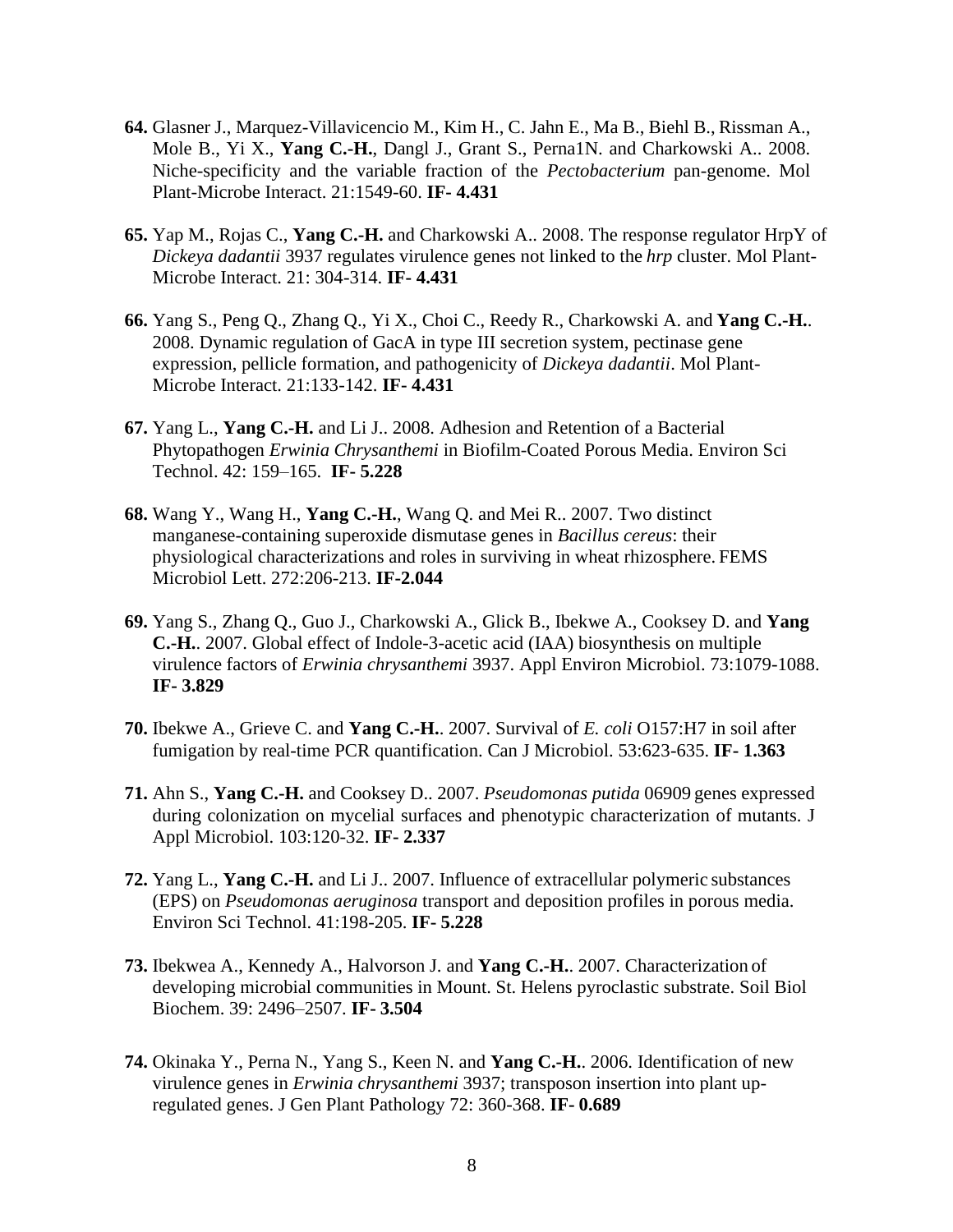**64.** Glasner J., Marquez-Villavicencio M., Kim H., C. Jahn E., Ma B., Biehl B., Rissman A., Mole B., Yi X., **Yang C.-H.**, Dangl J., Grant S., Perna1N. and Charkowski A.. 2008. Niche-specificity and the variable fraction of the *Pectobacterium* pan-genome. Mol Plant-Microbe Interact. 21:1549-60. **IF- 4.431**

**65.** Yap M., Rojas C., **Yang C.-H.** and Charkowski A.. 2008. The response regulator HrpY of *Dickeya dadantii* 3937 regulates virulence genes not linked to the *hrp* cluster. Mol Plant-Microbe Interact. 21: 304-314. **IF- 4.431**

**66.** Yang S., Peng Q., Zhang Q., Yi X., Choi C., Reedy R., Charkowski A. and **Yang C.-H.**. 2008. Dynamic regulation of GacA in type III secretion system, pectinase gene expression, pellicle formation, and pathogenicity of *Dickeya dadantii*. Mol Plant-Microbe Interact. 21:133-142. **IF- 4.431**

**67.** Yang L., **Yang C.-H.** and Li J.. 2008. Adhesion and Retention of a Bacterial Phytopathogen *Erwinia Chrysanthemi* in Biofilm-Coated Porous Media. Environ Sci Technol. 42: 159–165. **IF- 5.228**

**68.** Wang Y., Wang H., **Yang C.-H.**, Wang Q. and Mei R.. 2007. Two distinct manganese-containing superoxide dismutase genes in *Bacillus cereus*: their physiological characterizations and roles in surviving in wheat rhizosphere. FEMS Microbiol Lett. 272:206-213. **IF-2.044**

**69.** Yang S., Zhang Q., Guo J., Charkowski A., Glick B., Ibekwe A., Cooksey D. and **Yang C.-H.**. 2007. Global effect of Indole-3-acetic acid (IAA) biosynthesis on multiple virulence factors of *Erwinia chrysanthemi* 3937. Appl Environ Microbiol. 73:1079-1088. **IF- 3.829**

**70.** Ibekwe A., Grieve C. and **Yang C.-H.**. 2007. Survival of *E. coli* O157:H7 in soil after fumigation by real-time PCR quantification. Can J Microbiol. 53:623-635. **IF- 1.363**

**71.** Ahn S., **Yang C.-H.** and Cooksey D.. 2007. *Pseudomonas putida* 06909 genes expressed during colonization on mycelial surfaces and phenotypic characterization of mutants. J Appl Microbiol. 103:120-32. **IF- 2.337**

**72.** Yang L., **Yang C.-H.** and Li J.. 2007. Influence of extracellular polymeric substances (EPS) on *Pseudomonas aeruginosa* transport and deposition profiles in porous media. Environ Sci Technol. 41:198-205. **IF- 5.228**

**73.** Ibekwea A., Kennedy A., Halvorson J. and **Yang C.-H.**. 2007. Characterization of developing microbial communities in Mount. St. Helens pyroclastic substrate. Soil Biol Biochem. 39: 2496–2507. **IF- 3.504**

**74.** Okinaka Y., Perna N., Yang S., Keen N. and **Yang C.-H.**. 2006. Identification of new virulence genes in *Erwinia chrysanthemi* 3937; transposon insertion into plant up-regulated genes. J Gen Plant Pathology 72: 360-368. **IF- 0.689**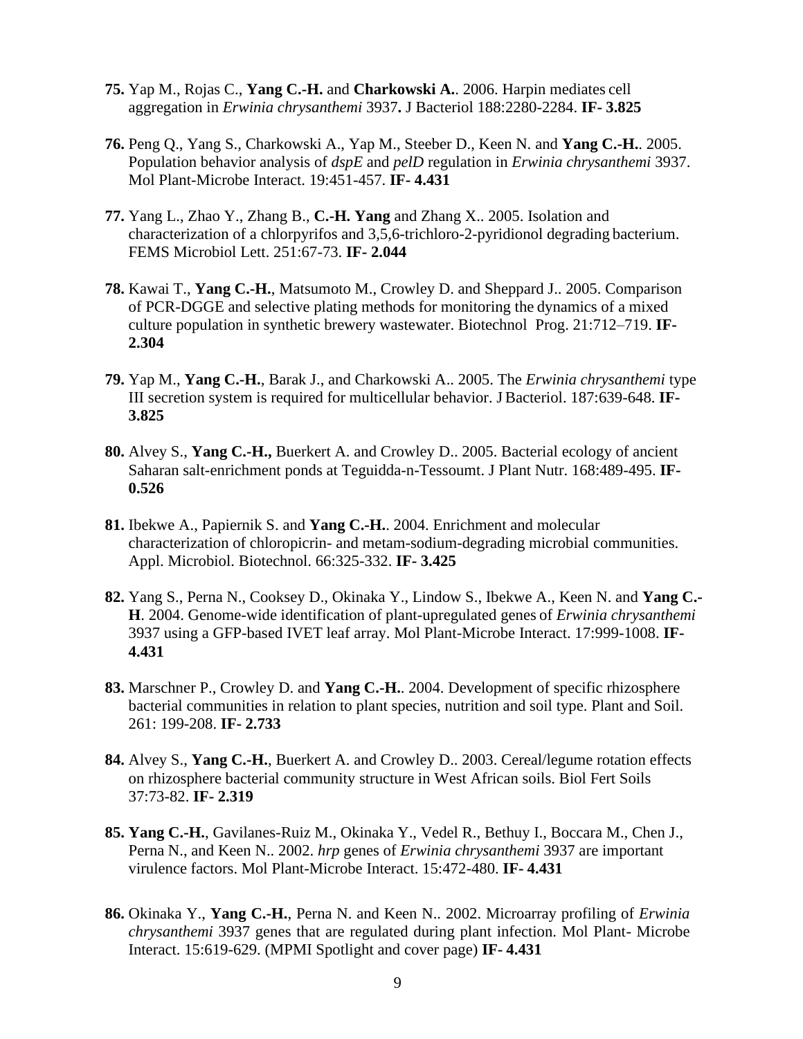**75.** Yap M., Rojas C., **Yang C.-H.** and **Charkowski A.**. 2006. Harpin mediates cell aggregation in *Erwinia chrysanthemi* 3937**.** J Bacteriol 188:2280-2284. **IF- 3.825**

**76.** Peng Q., Yang S., Charkowski A., Yap M., Steeber D., Keen N. and **Yang C.-H.**. 2005. Population behavior analysis of *dspE* and *pelD* regulation in *Erwinia chrysanthemi* 3937. Mol Plant-Microbe Interact. 19:451-457. **IF- 4.431**

**77.** Yang L., Zhao Y., Zhang B., **C.-H. Yang** and Zhang X.. 2005. Isolation and characterization of a chlorpyrifos and 3,5,6-trichloro-2-pyridionol degrading bacterium. FEMS Microbiol Lett. 251:67-73. **IF- 2.044**

**78.** Kawai T., **Yang C.-H.**, Matsumoto M., Crowley D. and Sheppard J.. 2005. Comparison of PCR-DGGE and selective plating methods for monitoring the dynamics of a mixed culture population in synthetic brewery wastewater. Biotechnol Prog. 21:712–719. **IF- 2.304**

**79.** Yap M., **Yang C.-H.**, Barak J., and Charkowski A.. 2005. The *Erwinia chrysanthemi* type III secretion system is required for multicellular behavior. J Bacteriol. 187:639-648. **IF- 3.825**

**80.** Alvey S., **Yang C.-H.,** Buerkert A. and Crowley D.. 2005. Bacterial ecology of ancient Saharan salt-enrichment ponds at Teguidda-n-Tessoumt. J Plant Nutr. 168:489-495. **IF- 0.526**

**81.** Ibekwe A., Papiernik S. and **Yang C.-H.**. 2004. Enrichment and molecular characterization of chloropicrin- and metam-sodium-degrading microbial communities. Appl. Microbiol. Biotechnol. 66:325-332. **IF- 3.425**

**82.** Yang S., Perna N., Cooksey D., Okinaka Y., Lindow S., Ibekwe A., Keen N. and **Yang C.-H**. 2004. Genome-wide identification of plant-upregulated genes of *Erwinia chrysanthemi* 3937 using a GFP-based IVET leaf array. Mol Plant-Microbe Interact. 17:999-1008. **IF- 4.431**

**83.** Marschner P., Crowley D. and **Yang C.-H.**. 2004. Development of specific rhizosphere bacterial communities in relation to plant species, nutrition and soil type. Plant and Soil. 261: 199-208. **IF- 2.733**

**84.** Alvey S., **Yang C.-H.**, Buerkert A. and Crowley D.. 2003. Cereal/legume rotation effects on rhizosphere bacterial community structure in West African soils. Biol Fert Soils 37:73-82. **IF- 2.319**

**85. Yang C.-H.**, Gavilanes-Ruiz M., Okinaka Y., Vedel R., Bethuy I., Boccara M., Chen J., Perna N., and Keen N.. 2002. *hrp* genes of *Erwinia chrysanthemi* 3937 are important virulence factors. Mol Plant-Microbe Interact. 15:472-480. **IF- 4.431**

**86.** Okinaka Y., **Yang C.-H.**, Perna N. and Keen N.. 2002. Microarray profiling of *Erwinia chrysanthemi* 3937 genes that are regulated during plant infection. Mol Plant- Microbe Interact. 15:619-629. (MPMI Spotlight and cover page) **IF- 4.431**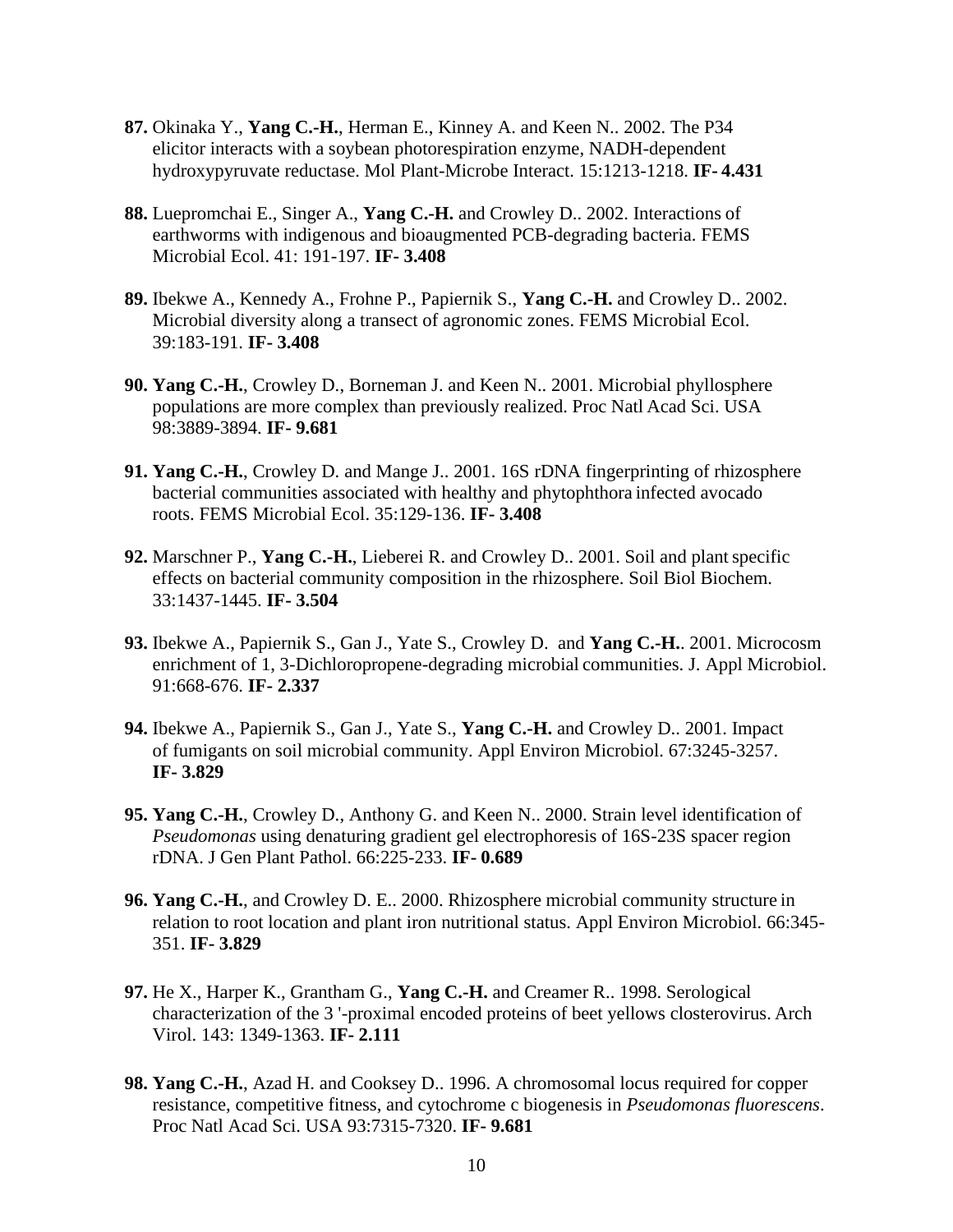**87.** Okinaka Y., **Yang C.-H.**, Herman E., Kinney A. and Keen N.. 2002. The P34 elicitor interacts with a soybean photorespiration enzyme, NADH-dependent hydroxypyruvate reductase. Mol Plant-Microbe Interact. 15:1213-1218. **IF- 4.431**

**88.** Luepromchai E., Singer A., **Yang C.-H.** and Crowley D.. 2002. Interactions of earthworms with indigenous and bioaugmented PCB-degrading bacteria. FEMS Microbial Ecol. 41: 191-197. **IF- 3.408**

**89.** Ibekwe A., Kennedy A., Frohne P., Papiernik S., **Yang C.-H.** and Crowley D.. 2002. Microbial diversity along a transect of agronomic zones. FEMS Microbial Ecol. 39:183-191. **IF- 3.408**

**90. Yang C.-H.**, Crowley D., Borneman J. and Keen N.. 2001. Microbial phyllosphere populations are more complex than previously realized. Proc Natl Acad Sci. USA 98:3889-3894. **IF- 9.681**

**91. Yang C.-H.**, Crowley D. and Mange J.. 2001. 16S rDNA fingerprinting of rhizosphere bacterial communities associated with healthy and phytophthora infected avocado roots. FEMS Microbial Ecol. 35:129-136. **IF- 3.408**

**92.** Marschner P., **Yang C.-H.**, Lieberei R. and Crowley D.. 2001. Soil and plant specific effects on bacterial community composition in the rhizosphere. Soil Biol Biochem. 33:1437-1445. **IF- 3.504**

**93.** Ibekwe A., Papiernik S., Gan J., Yate S., Crowley D. and **Yang C.-H.**. 2001. Microcosm enrichment of 1, 3-Dichloropropene-degrading microbial communities. J. Appl Microbiol. 91:668-676. **IF- 2.337**

**94.** Ibekwe A., Papiernik S., Gan J., Yate S., **Yang C.-H.** and Crowley D.. 2001. Impact of fumigants on soil microbial community. Appl Environ Microbiol. 67:3245-3257. **IF- 3.829**

**95. Yang C.-H.**, Crowley D., Anthony G. and Keen N.. 2000. Strain level identification of *Pseudomonas* using denaturing gradient gel electrophoresis of 16S-23S spacer region rDNA. J Gen Plant Pathol. 66:225-233. **IF- 0.689**

**96. Yang C.-H.**, and Crowley D. E.. 2000. Rhizosphere microbial community structure in relation to root location and plant iron nutritional status. Appl Environ Microbiol. 66:345-351. **IF- 3.829**

**97.** He X., Harper K., Grantham G., **Yang C.-H.** and Creamer R.. 1998. Serological characterization of the 3 '-proximal encoded proteins of beet yellows closterovirus. Arch Virol. 143: 1349-1363. **IF- 2.111**

**98. Yang C.-H.**, Azad H. and Cooksey D.. 1996. A chromosomal locus required for copper resistance, competitive fitness, and cytochrome c biogenesis in *Pseudomonas fluorescens*. Proc Natl Acad Sci. USA 93:7315-7320. **IF- 9.681**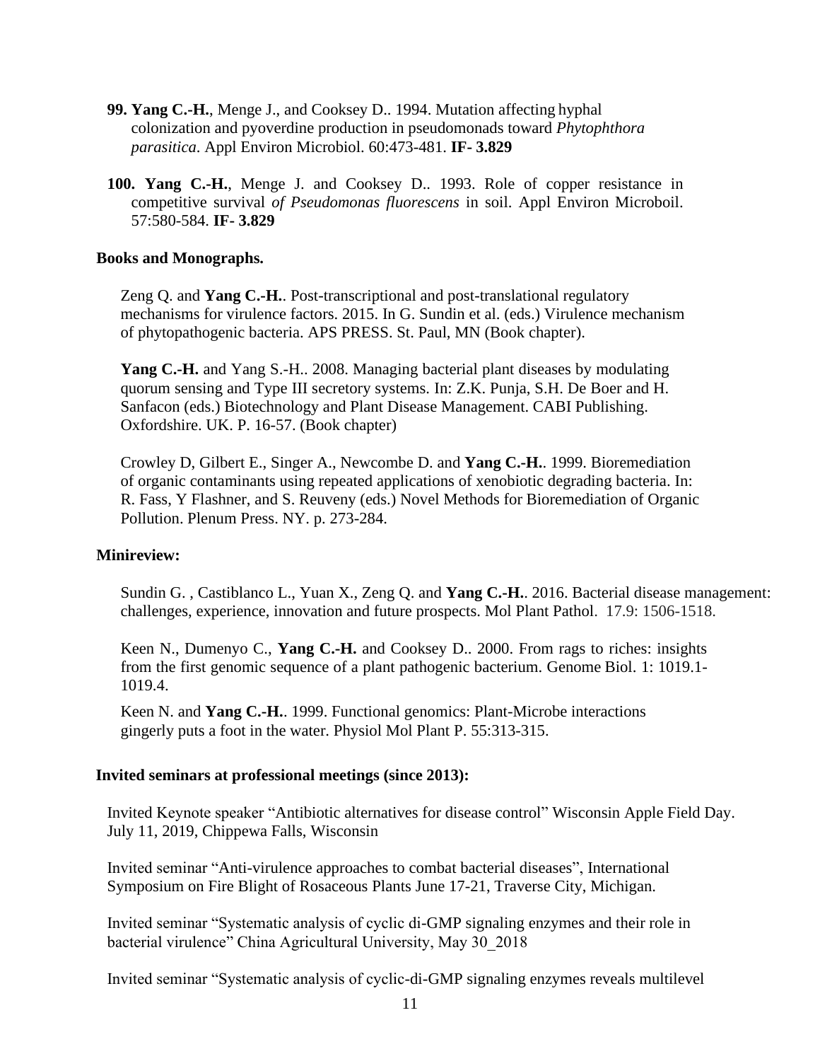99. **Yang C.-H.**, Menge J., and Cooksey D.. 1994. Mutation affecting hyphal colonization and pyoverdine production in pseudomonads toward *Phytophthora parasitica*. Appl Environ Microbiol. 60:473-481. **IF- 3.829**

100. **Yang C.-H.**, Menge J. and Cooksey D.. 1993. Role of copper resistance in competitive survival *of Pseudomonas fluorescens* in soil. Appl Environ Microboil. 57:580-584. **IF- 3.829**

**Books and Monographs.**

Zeng Q. and **Yang C.-H.**. Post-transcriptional and post-translational regulatory mechanisms for virulence factors. 2015. In G. Sundin et al. (eds.) Virulence mechanism of phytopathogenic bacteria. APS PRESS. St. Paul, MN (Book chapter).

**Yang C.-H.** and Yang S.-H.. 2008. Managing bacterial plant diseases by modulating quorum sensing and Type III secretory systems. In: Z.K. Punja, S.H. De Boer and H. Sanfacon (eds.) Biotechnology and Plant Disease Management. CABI Publishing. Oxfordshire. UK. P. 16-57. (Book chapter)

Crowley D, Gilbert E., Singer A., Newcombe D. and **Yang C.-H.**. 1999. Bioremediation of organic contaminants using repeated applications of xenobiotic degrading bacteria. In: R. Fass, Y Flashner, and S. Reuveny (eds.) Novel Methods for Bioremediation of Organic Pollution. Plenum Press. NY. p. 273-284.

**Minireview:**

Sundin G. , Castiblanco L., Yuan X., Zeng Q. and **Yang C.-H.**. 2016. Bacterial disease management: challenges, experience, innovation and future prospects. Mol Plant Pathol. 17.9: 1506-1518.

Keen N., Dumenyo C., **Yang C.-H.** and Cooksey D.. 2000. From rags to riches: insights from the first genomic sequence of a plant pathogenic bacterium. Genome Biol. 1: 1019.1-1019.4.

Keen N. and **Yang C.-H.**. 1999. Functional genomics: Plant-Microbe interactions gingerly puts a foot in the water. Physiol Mol Plant P. 55:313-315.

**Invited seminars at professional meetings (since 2013):**

Invited Keynote speaker "Antibiotic alternatives for disease control" Wisconsin Apple Field Day. July 11, 2019, Chippewa Falls, Wisconsin

Invited seminar "Anti-virulence approaches to combat bacterial diseases", International Symposium on Fire Blight of Rosaceous Plants June 17-21, Traverse City, Michigan.

Invited seminar "Systematic analysis of cyclic di-GMP signaling enzymes and their role in bacterial virulence" China Agricultural University, May 30_2018

Invited seminar "Systematic analysis of cyclic-di-GMP signaling enzymes reveals multilevel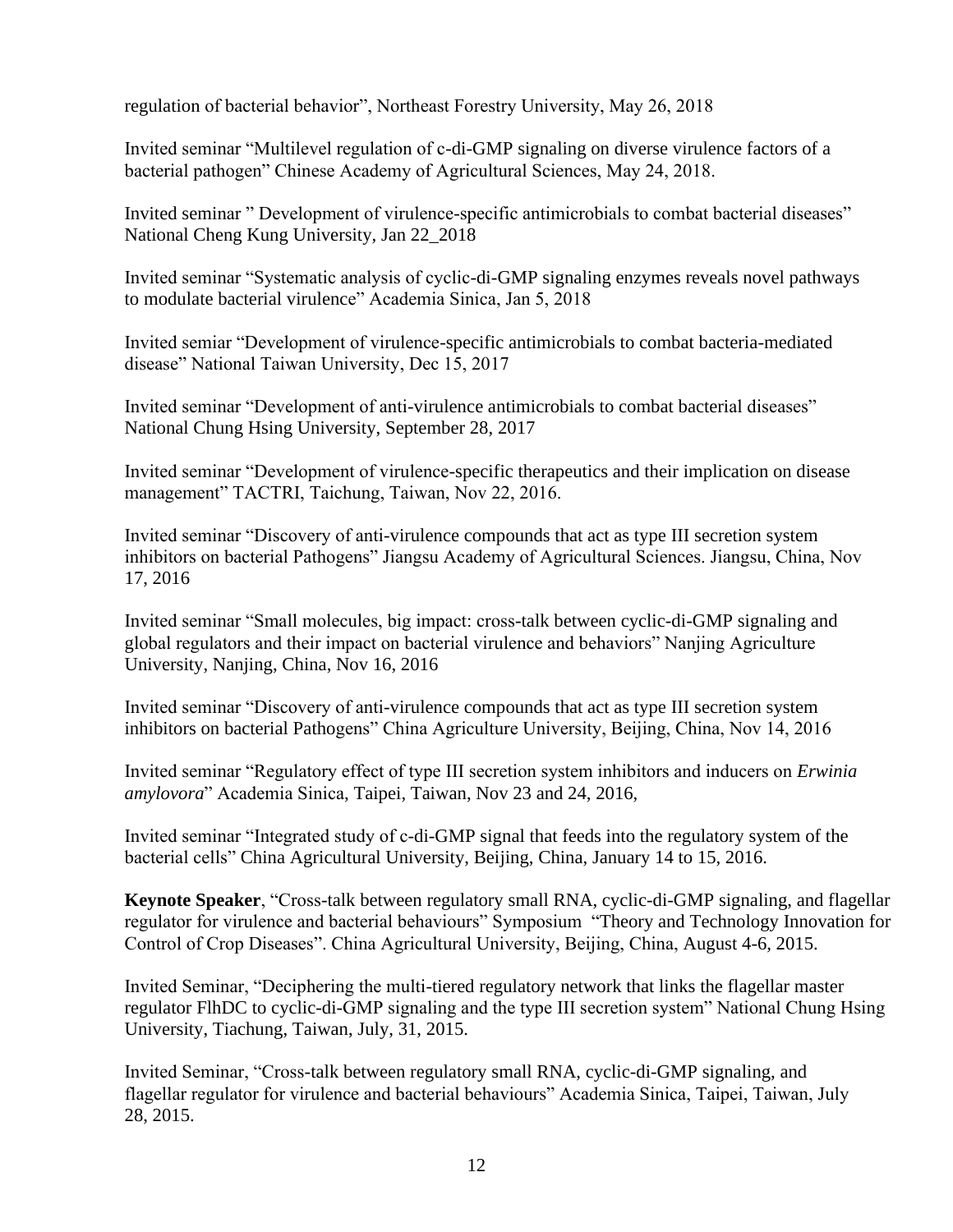regulation of bacterial behavior", Northeast Forestry University, May 26, 2018

Invited seminar "Multilevel regulation of c-di-GMP signaling on diverse virulence factors of a bacterial pathogen" Chinese Academy of Agricultural Sciences, May 24, 2018.

Invited seminar " Development of virulence-specific antimicrobials to combat bacterial diseases" National Cheng Kung University, Jan 22_2018

Invited seminar "Systematic analysis of cyclic-di-GMP signaling enzymes reveals novel pathways to modulate bacterial virulence" Academia Sinica, Jan 5, 2018

Invited semiar "Development of virulence-specific antimicrobials to combat bacteria-mediated disease" National Taiwan University, Dec 15, 2017

Invited seminar "Development of anti-virulence antimicrobials to combat bacterial diseases" National Chung Hsing University, September 28, 2017

Invited seminar "Development of virulence-specific therapeutics and their implication on disease management" TACTRI, Taichung, Taiwan, Nov 22, 2016.

Invited seminar "Discovery of anti-virulence compounds that act as type III secretion system inhibitors on bacterial Pathogens" Jiangsu Academy of Agricultural Sciences. Jiangsu, China, Nov 17, 2016

Invited seminar "Small molecules, big impact: cross-talk between cyclic-di-GMP signaling and global regulators and their impact on bacterial virulence and behaviors" Nanjing Agriculture University, Nanjing, China, Nov 16, 2016

Invited seminar "Discovery of anti-virulence compounds that act as type III secretion system inhibitors on bacterial Pathogens" China Agriculture University, Beijing, China, Nov 14, 2016

Invited seminar "Regulatory effect of type III secretion system inhibitors and inducers on *Erwinia amylovora*" Academia Sinica, Taipei, Taiwan, Nov 23 and 24, 2016,

Invited seminar "Integrated study of c-di-GMP signal that feeds into the regulatory system of the bacterial cells" China Agricultural University, Beijing, China, January 14 to 15, 2016.

**Keynote Speaker**, "Cross-talk between regulatory small RNA, cyclic-di-GMP signaling, and flagellar regulator for virulence and bacterial behaviours" Symposium "Theory and Technology Innovation for Control of Crop Diseases". China Agricultural University, Beijing, China, August 4-6, 2015.

Invited Seminar, "Deciphering the multi-tiered regulatory network that links the flagellar master regulator FlhDC to cyclic-di-GMP signaling and the type III secretion system" National Chung Hsing University, Tiachung, Taiwan, July, 31, 2015.

Invited Seminar, "Cross-talk between regulatory small RNA, cyclic-di-GMP signaling, and flagellar regulator for virulence and bacterial behaviours" Academia Sinica, Taipei, Taiwan, July 28, 2015.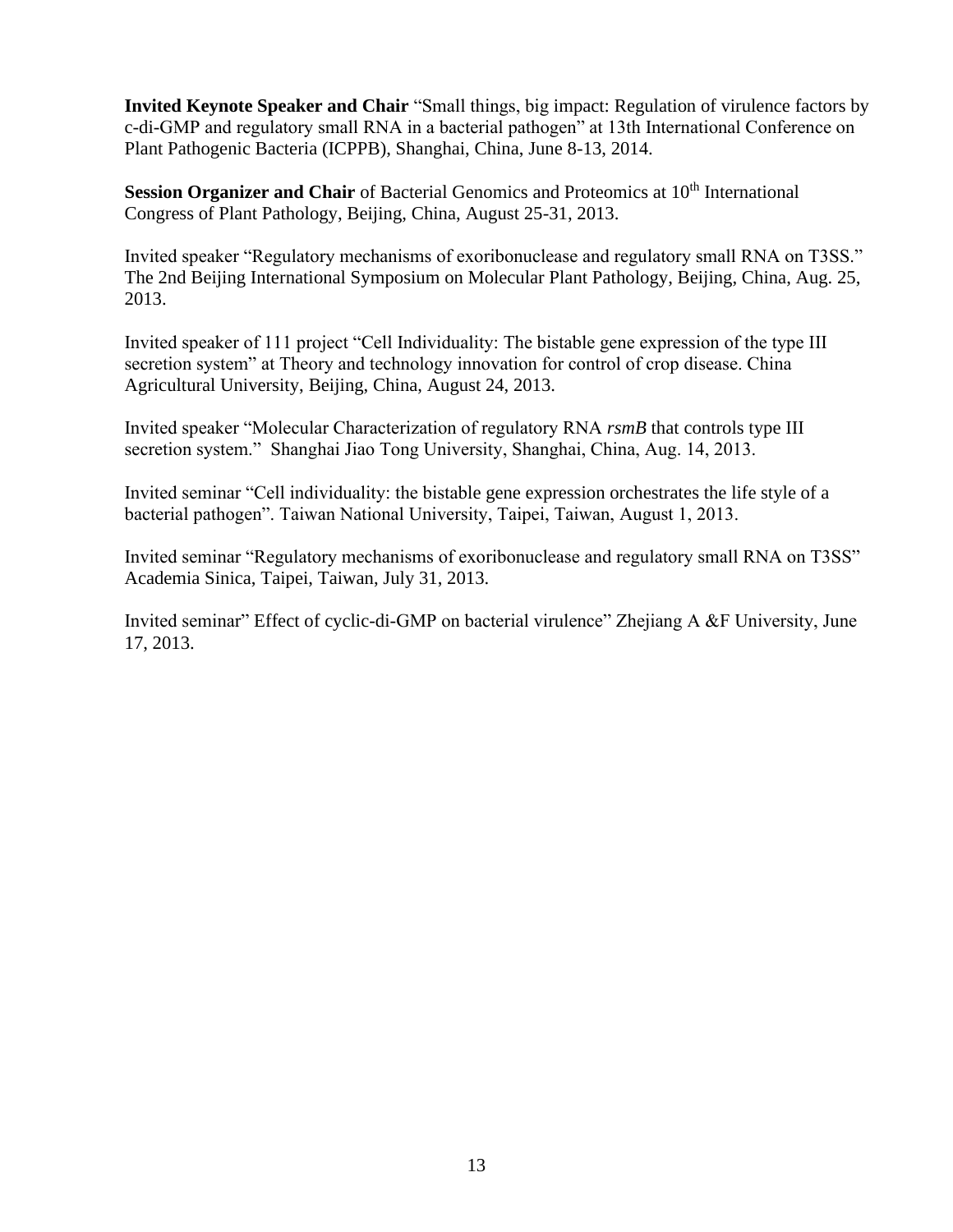**Invited Keynote Speaker and Chair** “Small things, big impact: Regulation of virulence factors by c-di-GMP and regulatory small RNA in a bacterial pathogen” at 13th International Conference on Plant Pathogenic Bacteria (ICPPB), Shanghai, China, June 8-13, 2014.

**Session Organizer and Chair** of Bacterial Genomics and Proteomics at 10th International Congress of Plant Pathology, Beijing, China, August 25-31, 2013.

Invited speaker “Regulatory mechanisms of exoribonuclease and regulatory small RNA on T3SS.” The 2nd Beijing International Symposium on Molecular Plant Pathology, Beijing, China, Aug. 25, 2013.

Invited speaker of 111 project “Cell Individuality: The bistable gene expression of the type III secretion system” at Theory and technology innovation for control of crop disease. China Agricultural University, Beijing, China, August 24, 2013.

Invited speaker “Molecular Characterization of regulatory RNA *rsmB* that controls type III secretion system.” Shanghai Jiao Tong University, Shanghai, China, Aug. 14, 2013.

Invited seminar “Cell individuality: the bistable gene expression orchestrates the life style of a bacterial pathogen”. Taiwan National University, Taipei, Taiwan, August 1, 2013.

Invited seminar “Regulatory mechanisms of exoribonuclease and regulatory small RNA on T3SS” Academia Sinica, Taipei, Taiwan, July 31, 2013.

Invited seminar” Effect of cyclic-di-GMP on bacterial virulence” Zhejiang A &F University, June 17, 2013.